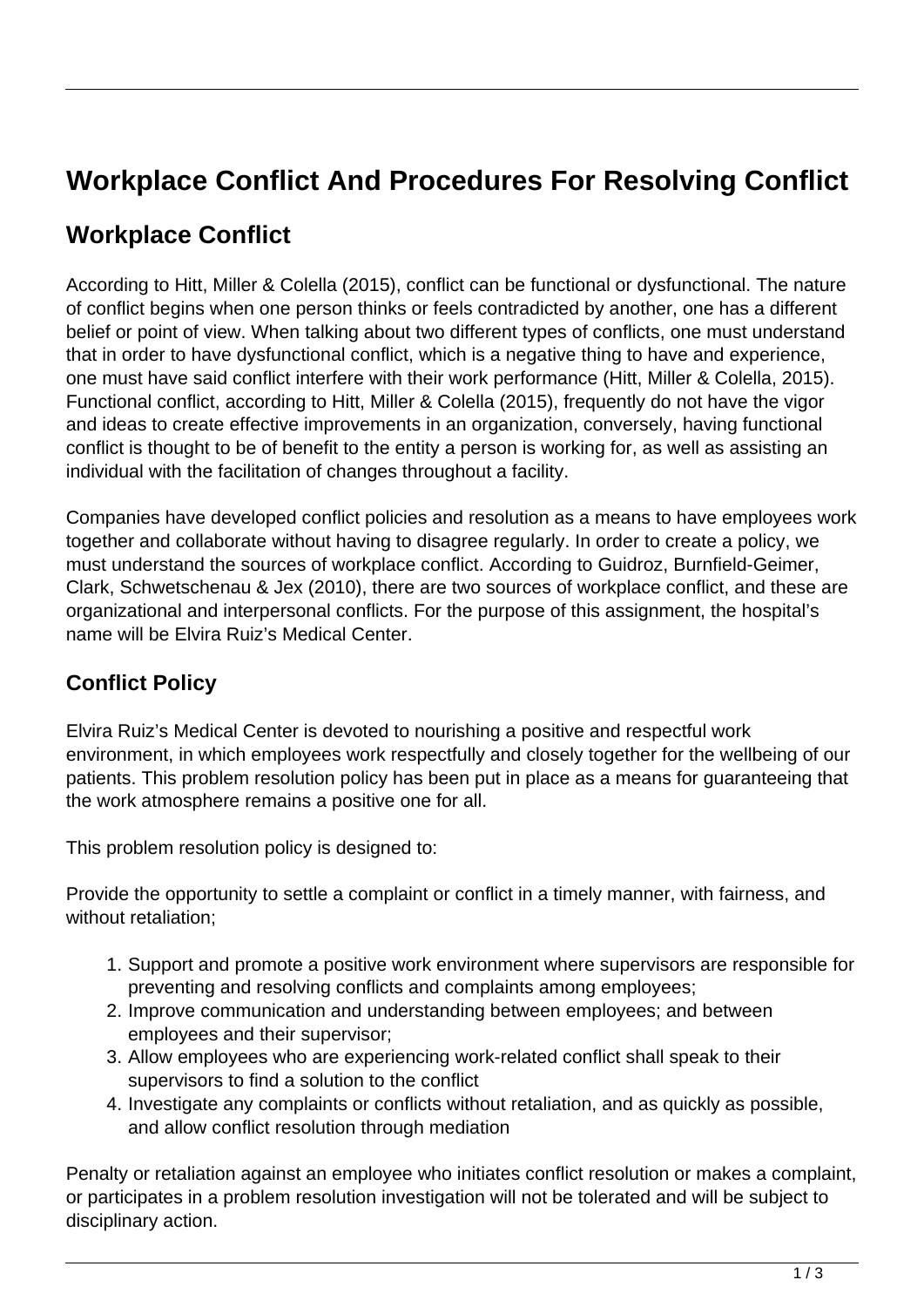# Workplace Conflict And Procedures For Resolving Conflict

## Workplace Conflict

According to Hitt, Miller & Colella (2015), conflict can be functional or dysfunctional. The nature of conflict begins when one person thinks or feels contradicted by another, one has a different belief or point of view. When talking about two different types of conflicts, one must understand that in order to have dysfunctional conflict, which is a negative thing to have and experience, one must have said conflict interfere with their work performance (Hitt, Miller & Colella, 2015). Functional conflict, according to Hitt, Miller & Colella (2015), frequently do not have the vigor and ideas to create effective improvements in an organization, conversely, having functional conflict is thought to be of benefit to the entity a person is working for, as well as assisting an individual with the facilitation of changes throughout a facility.

Companies have developed conflict policies and resolution as a means to have employees work together and collaborate without having to disagree regularly. In order to create a policy, we must understand the sources of workplace conflict. According to Guidroz, Burnfield-Geimer, Clark, Schwetschenau & Jex (2010), there are two sources of workplace conflict, and these are organizational and interpersonal conflicts. For the purpose of this assignment, the hospital's name will be Elvira Ruiz's Medical Center.

### Conflict Policy

Elvira Ruiz's Medical Center is devoted to nourishing a positive and respectful work environment, in which employees work respectfully and closely together for the wellbeing of our patients. This problem resolution policy has been put in place as a means for guaranteeing that the work atmosphere remains a positive one for all.

This problem resolution policy is designed to:

Provide the opportunity to settle a complaint or conflict in a timely manner, with fairness, and without retaliation;

1. Support and promote a positive work environment where supervisors are responsible for preventing and resolving conflicts and complaints among employees;
2. Improve communication and understanding between employees; and between employees and their supervisor;
3. Allow employees who are experiencing work-related conflict shall speak to their supervisors to find a solution to the conflict
4. Investigate any complaints or conflicts without retaliation, and as quickly as possible, and allow conflict resolution through mediation

Penalty or retaliation against an employee who initiates conflict resolution or makes a complaint, or participates in a problem resolution investigation will not be tolerated and will be subject to disciplinary action.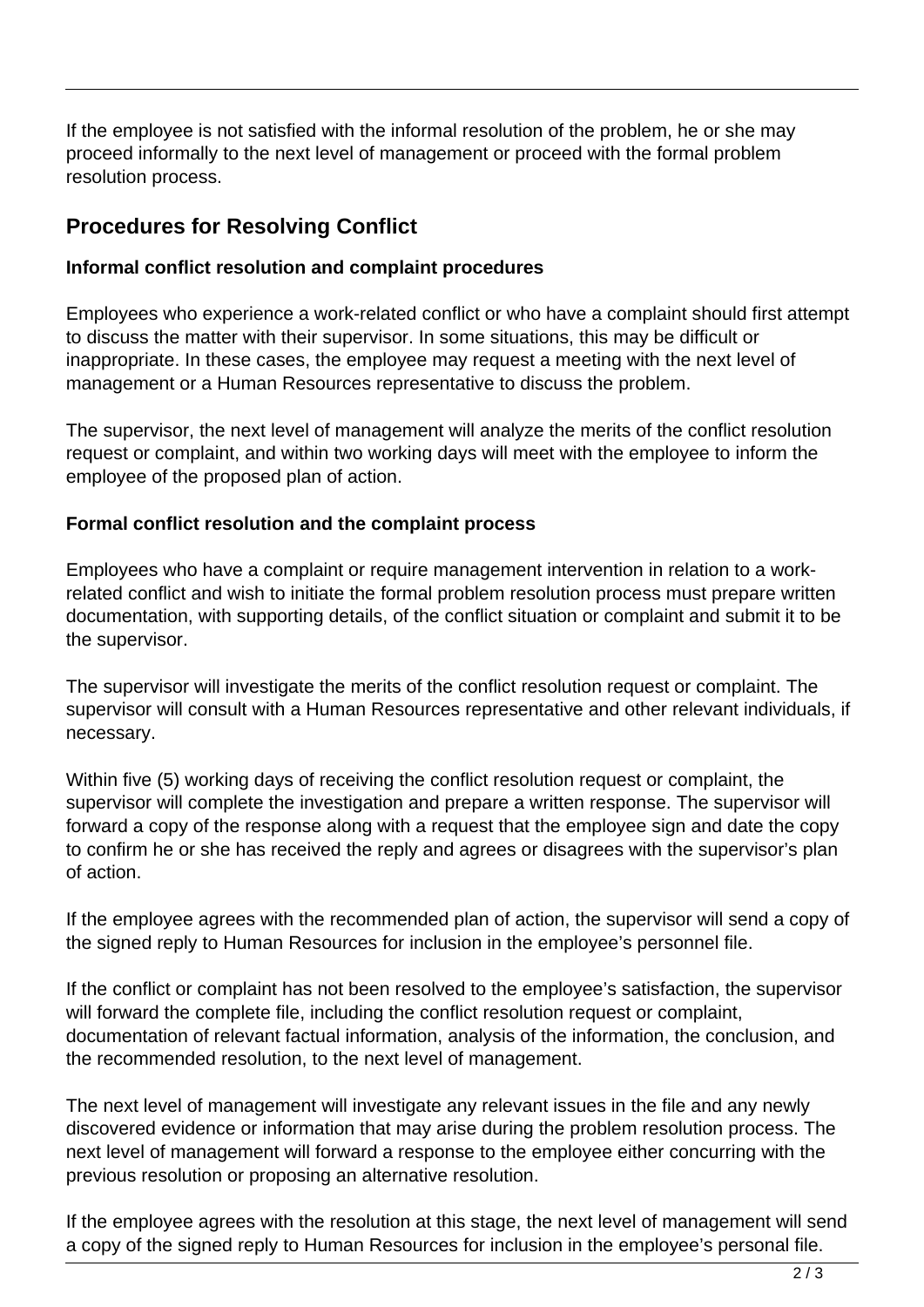If the employee is not satisfied with the informal resolution of the problem, he or she may proceed informally to the next level of management or proceed with the formal problem resolution process.

## Procedures for Resolving Conflict

**Informal conflict resolution and complaint procedures**

Employees who experience a work-related conflict or who have a complaint should first attempt to discuss the matter with their supervisor. In some situations, this may be difficult or inappropriate. In these cases, the employee may request a meeting with the next level of management or a Human Resources representative to discuss the problem.

The supervisor, the next level of management will analyze the merits of the conflict resolution request or complaint, and within two working days will meet with the employee to inform the employee of the proposed plan of action.

**Formal conflict resolution and the complaint process**

Employees who have a complaint or require management intervention in relation to a work-related conflict and wish to initiate the formal problem resolution process must prepare written documentation, with supporting details, of the conflict situation or complaint and submit it to be the supervisor.

The supervisor will investigate the merits of the conflict resolution request or complaint. The supervisor will consult with a Human Resources representative and other relevant individuals, if necessary.

Within five (5) working days of receiving the conflict resolution request or complaint, the supervisor will complete the investigation and prepare a written response. The supervisor will forward a copy of the response along with a request that the employee sign and date the copy to confirm he or she has received the reply and agrees or disagrees with the supervisor's plan of action.

If the employee agrees with the recommended plan of action, the supervisor will send a copy of the signed reply to Human Resources for inclusion in the employee's personnel file.

If the conflict or complaint has not been resolved to the employee's satisfaction, the supervisor will forward the complete file, including the conflict resolution request or complaint, documentation of relevant factual information, analysis of the information, the conclusion, and the recommended resolution, to the next level of management.

The next level of management will investigate any relevant issues in the file and any newly discovered evidence or information that may arise during the problem resolution process. The next level of management will forward a response to the employee either concurring with the previous resolution or proposing an alternative resolution.

If the employee agrees with the resolution at this stage, the next level of management will send a copy of the signed reply to Human Resources for inclusion in the employee's personal file.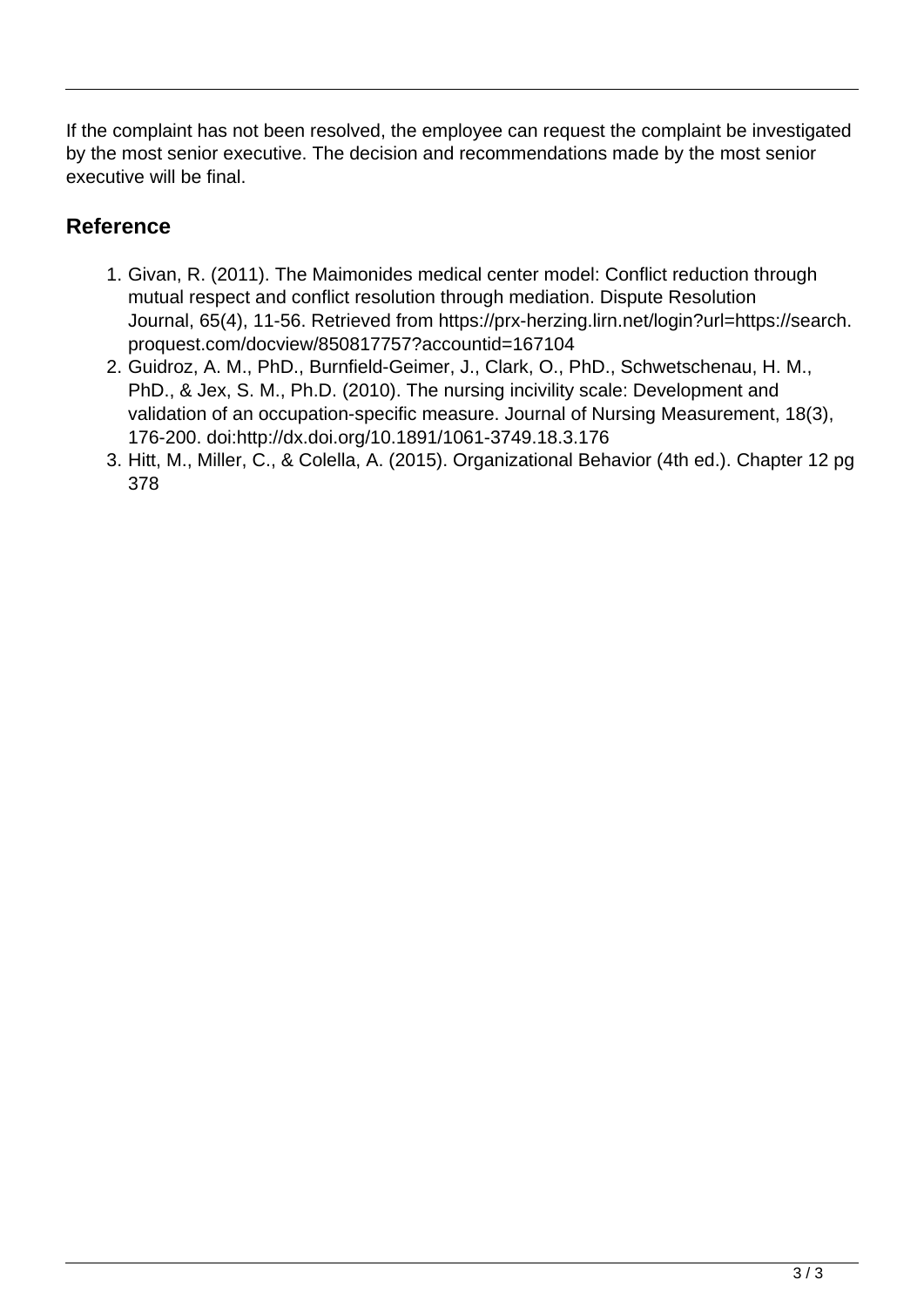If the complaint has not been resolved, the employee can request the complaint be investigated by the most senior executive. The decision and recommendations made by the most senior executive will be final.

## Reference

1. Givan, R. (2011). The Maimonides medical center model: Conflict reduction through mutual respect and conflict resolution through mediation. Dispute Resolution Journal, 65(4), 11-56. Retrieved from https://prx-herzing.lirn.net/login?url=https://search.proquest.com/docview/850817757?accountid=167104
2. Guidroz, A. M., PhD., Burnfield-Geimer, J., Clark, O., PhD., Schwetschenau, H. M., PhD., & Jex, S. M., Ph.D. (2010). The nursing incivility scale: Development and validation of an occupation-specific measure. Journal of Nursing Measurement, 18(3), 176-200. doi:http://dx.doi.org/10.1891/1061-3749.18.3.176
3. Hitt, M., Miller, C., & Colella, A. (2015). Organizational Behavior (4th ed.). Chapter 12 pg 378